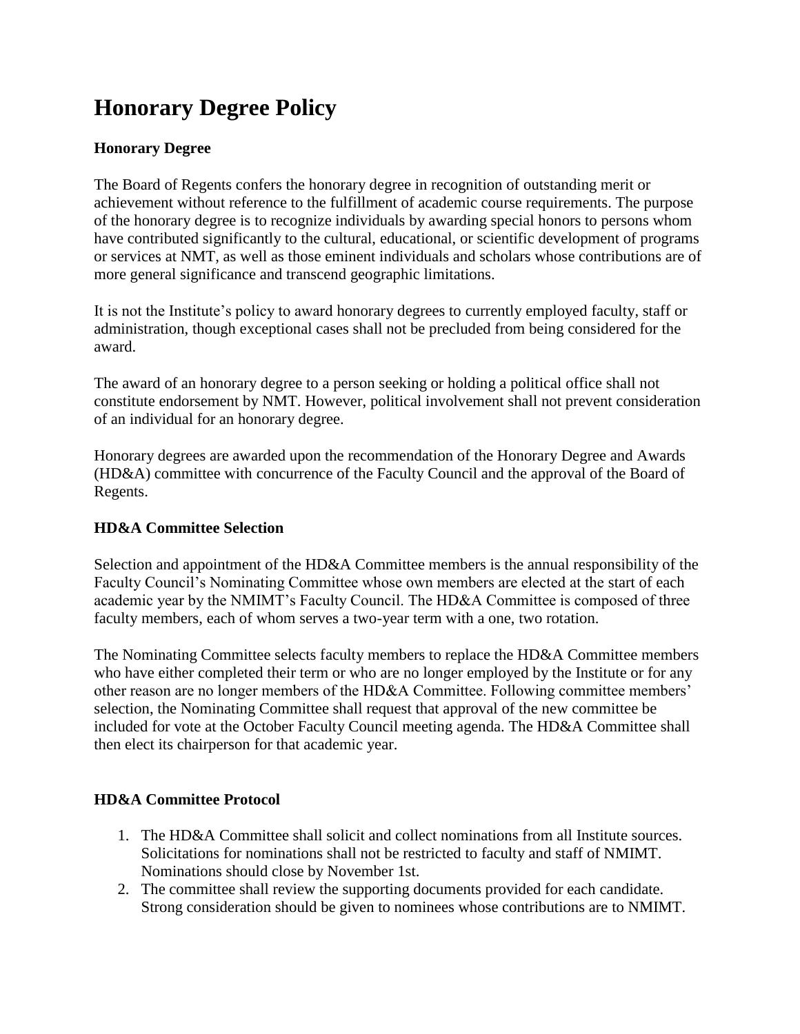# Honorary Degree Policy

### Honorary Degree

The Board of Regents confers the honorary degree in recognition of outstanding merit or achievement without reference to the fulfillment of academic course requirements. The purpose of the honorary degree is to recognize individuals by awarding special honors to persons whom have contributed significantly to the cultural, educational, or scientific development of programs or services at NMT, as well as those eminent individuals and scholars whose contributions are of more general significance and transcend geographic limitations.

It is not the Institute's policy to award honorary degrees to currently employed faculty, staff or administration, though exceptional cases shall not be precluded from being considered for the award.

The award of an honorary degree to a person seeking or holding a political office shall not constitute endorsement by NMT. However, political involvement shall not prevent consideration of an individual for an honorary degree.

Honorary degrees are awarded upon the recommendation of the Honorary Degree and Awards (HD&A) committee with concurrence of the Faculty Council and the approval of the Board of Regents.

### HD&A Committee Selection

Selection and appointment of the HD&A Committee members is the annual responsibility of the Faculty Council's Nominating Committee whose own members are elected at the start of each academic year by the NMIMT's Faculty Council. The HD&A Committee is composed of three faculty members, each of whom serves a two-year term with a one, two rotation.

The Nominating Committee selects faculty members to replace the HD&A Committee members who have either completed their term or who are no longer employed by the Institute or for any other reason are no longer members of the HD&A Committee. Following committee members' selection, the Nominating Committee shall request that approval of the new committee be included for vote at the October Faculty Council meeting agenda. The HD&A Committee shall then elect its chairperson for that academic year.

### HD&A Committee Protocol

1. The HD&A Committee shall solicit and collect nominations from all Institute sources. Solicitations for nominations shall not be restricted to faculty and staff of NMIMT. Nominations should close by November 1st.
2. The committee shall review the supporting documents provided for each candidate. Strong consideration should be given to nominees whose contributions are to NMIMT.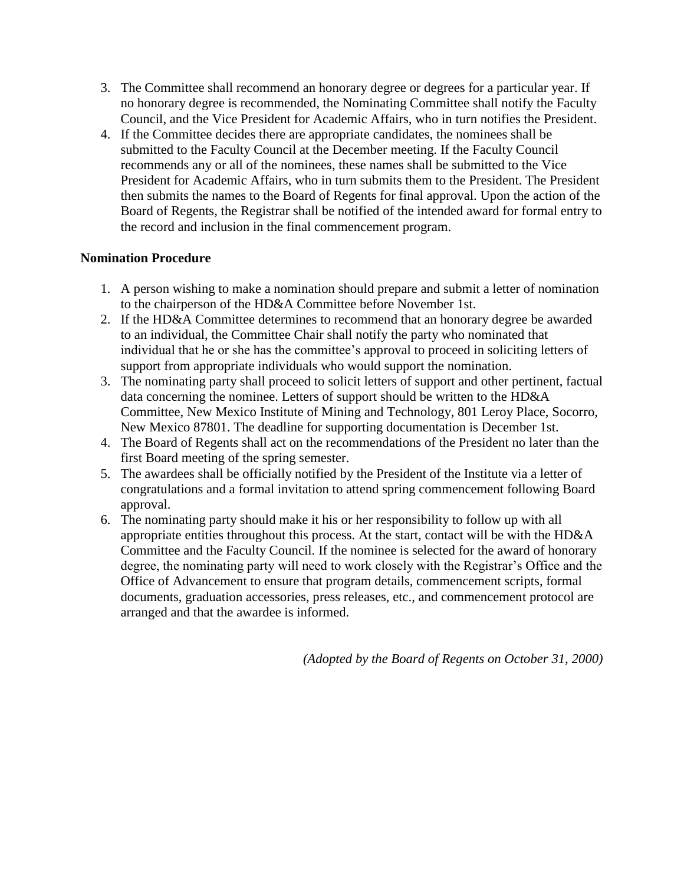3. The Committee shall recommend an honorary degree or degrees for a particular year. If no honorary degree is recommended, the Nominating Committee shall notify the Faculty Council, and the Vice President for Academic Affairs, who in turn notifies the President.
4. If the Committee decides there are appropriate candidates, the nominees shall be submitted to the Faculty Council at the December meeting. If the Faculty Council recommends any or all of the nominees, these names shall be submitted to the Vice President for Academic Affairs, who in turn submits them to the President. The President then submits the names to the Board of Regents for final approval. Upon the action of the Board of Regents, the Registrar shall be notified of the intended award for formal entry to the record and inclusion in the final commencement program.

**Nomination Procedure**

1. A person wishing to make a nomination should prepare and submit a letter of nomination to the chairperson of the HD&A Committee before November 1st.
2. If the HD&A Committee determines to recommend that an honorary degree be awarded to an individual, the Committee Chair shall notify the party who nominated that individual that he or she has the committee's approval to proceed in soliciting letters of support from appropriate individuals who would support the nomination.
3. The nominating party shall proceed to solicit letters of support and other pertinent, factual data concerning the nominee. Letters of support should be written to the HD&A Committee, New Mexico Institute of Mining and Technology, 801 Leroy Place, Socorro, New Mexico 87801. The deadline for supporting documentation is December 1st.
4. The Board of Regents shall act on the recommendations of the President no later than the first Board meeting of the spring semester.
5. The awardees shall be officially notified by the President of the Institute via a letter of congratulations and a formal invitation to attend spring commencement following Board approval.
6. The nominating party should make it his or her responsibility to follow up with all appropriate entities throughout this process. At the start, contact will be with the HD&A Committee and the Faculty Council. If the nominee is selected for the award of honorary degree, the nominating party will need to work closely with the Registrar's Office and the Office of Advancement to ensure that program details, commencement scripts, formal documents, graduation accessories, press releases, etc., and commencement protocol are arranged and that the awardee is informed.

*(Adopted by the Board of Regents on October 31, 2000)*